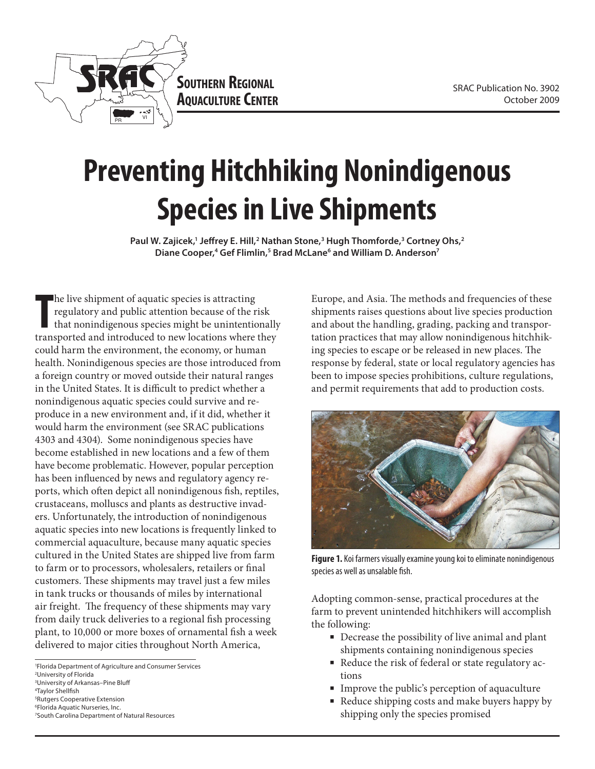SRAC Publication No. 3902
October 2009

# Preventing Hitchhiking Nonindigenous Species in Live Shipments

**Paul W. Zajicek,[1] Jeffrey E. Hill,[2] Nathan Stone,[3] Hugh Thomforde,[3] Cortney Ohs,[2] Diane Cooper,[4] Gef Flimlin,[5] Brad McLane[6] and William D. Anderson[7]**

The live shipment of aquatic species is attracting regulatory and public attention because of the risk that nonindigenous species might be unintentionally transported and introduced to new locations where they could harm the environment, the economy, or human health. Nonindigenous species are those introduced from a foreign country or moved outside their natural ranges in the United States. It is difficult to predict whether a nonindigenous aquatic species could survive and reproduce in a new environment and, if it did, whether it would harm the environment (see SRAC publications 4303 and 4304). Some nonindigenous species have become established in new locations and a few of them have become problematic. However, popular perception has been influenced by news and regulatory agency reports, which often depict all nonindigenous fish, reptiles, crustaceans, molluscs and plants as destructive invaders. Unfortunately, the introduction of nonindigenous aquatic species into new locations is frequently linked to commercial aquaculture, because many aquatic species cultured in the United States are shipped live from farm to farm or to processors, wholesalers, retailers or final customers. These shipments may travel just a few miles in tank trucks or thousands of miles by international air freight. The frequency of these shipments may vary from daily truck deliveries to a regional fish processing plant, to 10,000 or more boxes of ornamental fish a week delivered to major cities throughout North America, Europe, and Asia. The methods and frequencies of these shipments raises questions about live species production and about the handling, grading, packing and transportation practices that may allow nonindigenous hitchhiking species to escape or be released in new places. The response by federal, state or local regulatory agencies has been to impose species prohibitions, culture regulations, and permit requirements that add to production costs.

**Figure 1.** Koi farmers visually examine young koi to eliminate nonindigenous species as well as unsalable fish.

Adopting common-sense, practical procedures at the farm to prevent unintended hitchhikers will accomplish the following:

- Decrease the possibility of live animal and plant shipments containing nonindigenous species
- Reduce the risk of federal or state regulatory actions
- Improve the public's perception of aquaculture
- Reduce shipping costs and make buyers happy by shipping only the species promised

[1] Florida Department of Agriculture and Consumer Services
[2] University of Florida
[3] University of Arkansas–Pine Bluff
[4] Taylor Shellfish
[5] Rutgers Cooperative Extension
[6] Florida Aquatic Nurseries, Inc.
[7] South Carolina Department of Natural Resources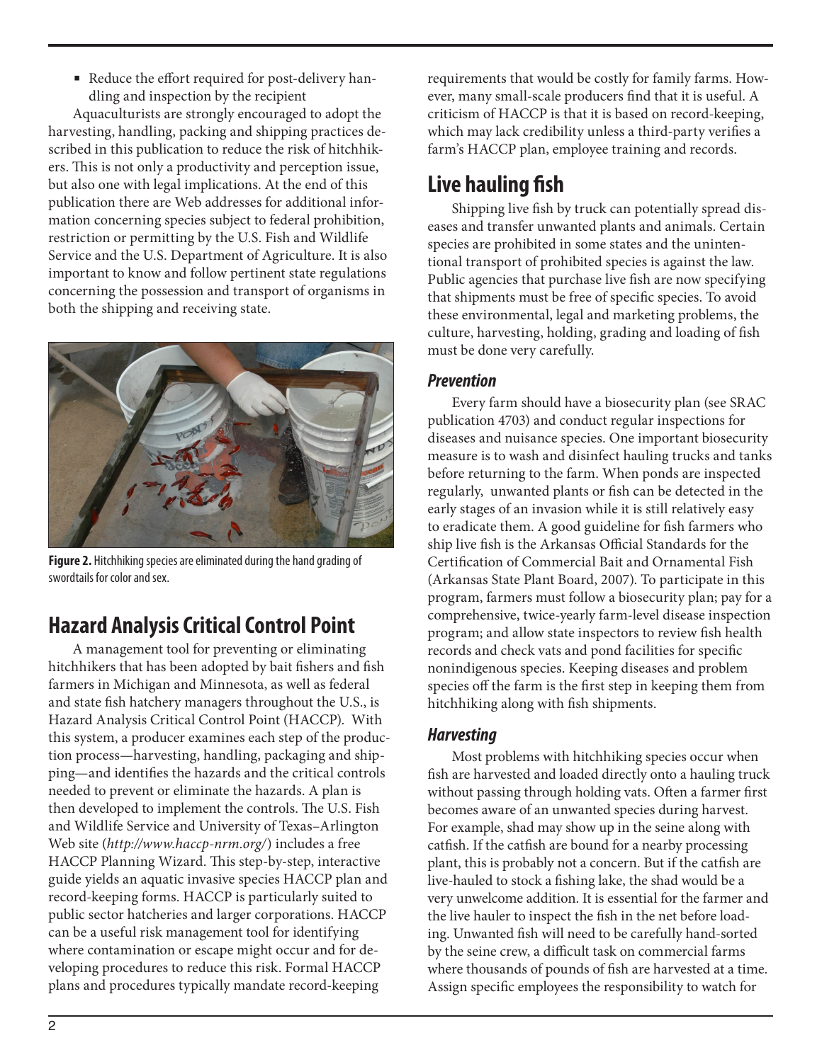- Reduce the effort required for post-delivery handling and inspection by the recipient

Aquaculturists are strongly encouraged to adopt the harvesting, handling, packing and shipping practices described in this publication to reduce the risk of hitchhikers. This is not only a productivity and perception issue, but also one with legal implications. At the end of this publication there are Web addresses for additional information concerning species subject to federal prohibition, restriction or permitting by the U.S. Fish and Wildlife Service and the U.S. Department of Agriculture. It is also important to know and follow pertinent state regulations concerning the possession and transport of organisms in both the shipping and receiving state.

**Figure 2.** Hitchhiking species are eliminated during the hand grading of swordtails for color and sex.

## Hazard Analysis Critical Control Point

A management tool for preventing or eliminating hitchhikers that has been adopted by bait fishers and fish farmers in Michigan and Minnesota, as well as federal and state fish hatchery managers throughout the U.S., is Hazard Analysis Critical Control Point (HACCP). With this system, a producer examines each step of the production process—harvesting, handling, packaging and shipping—and identifies the hazards and the critical controls needed to prevent or eliminate the hazards. A plan is then developed to implement the controls. The U.S. Fish and Wildlife Service and University of Texas–Arlington Web site (*http://www.haccp-nrm.org/*) includes a free HACCP Planning Wizard. This step-by-step, interactive guide yields an aquatic invasive species HACCP plan and record-keeping forms. HACCP is particularly suited to public sector hatcheries and larger corporations. HACCP can be a useful risk management tool for identifying where contamination or escape might occur and for developing procedures to reduce this risk. Formal HACCP plans and procedures typically mandate record-keeping requirements that would be costly for family farms. However, many small-scale producers find that it is useful. A criticism of HACCP is that it is based on record-keeping, which may lack credibility unless a third-party verifies a farm's HACCP plan, employee training and records.

## Live hauling fish

Shipping live fish by truck can potentially spread diseases and transfer unwanted plants and animals. Certain species are prohibited in some states and the unintentional transport of prohibited species is against the law. Public agencies that purchase live fish are now specifying that shipments must be free of specific species. To avoid these environmental, legal and marketing problems, the culture, harvesting, holding, grading and loading of fish must be done very carefully.

### *Prevention*

Every farm should have a biosecurity plan (see SRAC publication 4703) and conduct regular inspections for diseases and nuisance species. One important biosecurity measure is to wash and disinfect hauling trucks and tanks before returning to the farm. When ponds are inspected regularly, unwanted plants or fish can be detected in the early stages of an invasion while it is still relatively easy to eradicate them. A good guideline for fish farmers who ship live fish is the Arkansas Official Standards for the Certification of Commercial Bait and Ornamental Fish (Arkansas State Plant Board, 2007). To participate in this program, farmers must follow a biosecurity plan; pay for a comprehensive, twice-yearly farm-level disease inspection program; and allow state inspectors to review fish health records and check vats and pond facilities for specific nonindigenous species. Keeping diseases and problem species off the farm is the first step in keeping them from hitchhiking along with fish shipments.

### *Harvesting*

Most problems with hitchhiking species occur when fish are harvested and loaded directly onto a hauling truck without passing through holding vats. Often a farmer first becomes aware of an unwanted species during harvest. For example, shad may show up in the seine along with catfish. If the catfish are bound for a nearby processing plant, this is probably not a concern. But if the catfish are live-hauled to stock a fishing lake, the shad would be a very unwelcome addition. It is essential for the farmer and the live hauler to inspect the fish in the net before loading. Unwanted fish will need to be carefully hand-sorted by the seine crew, a difficult task on commercial farms where thousands of pounds of fish are harvested at a time. Assign specific employees the responsibility to watch for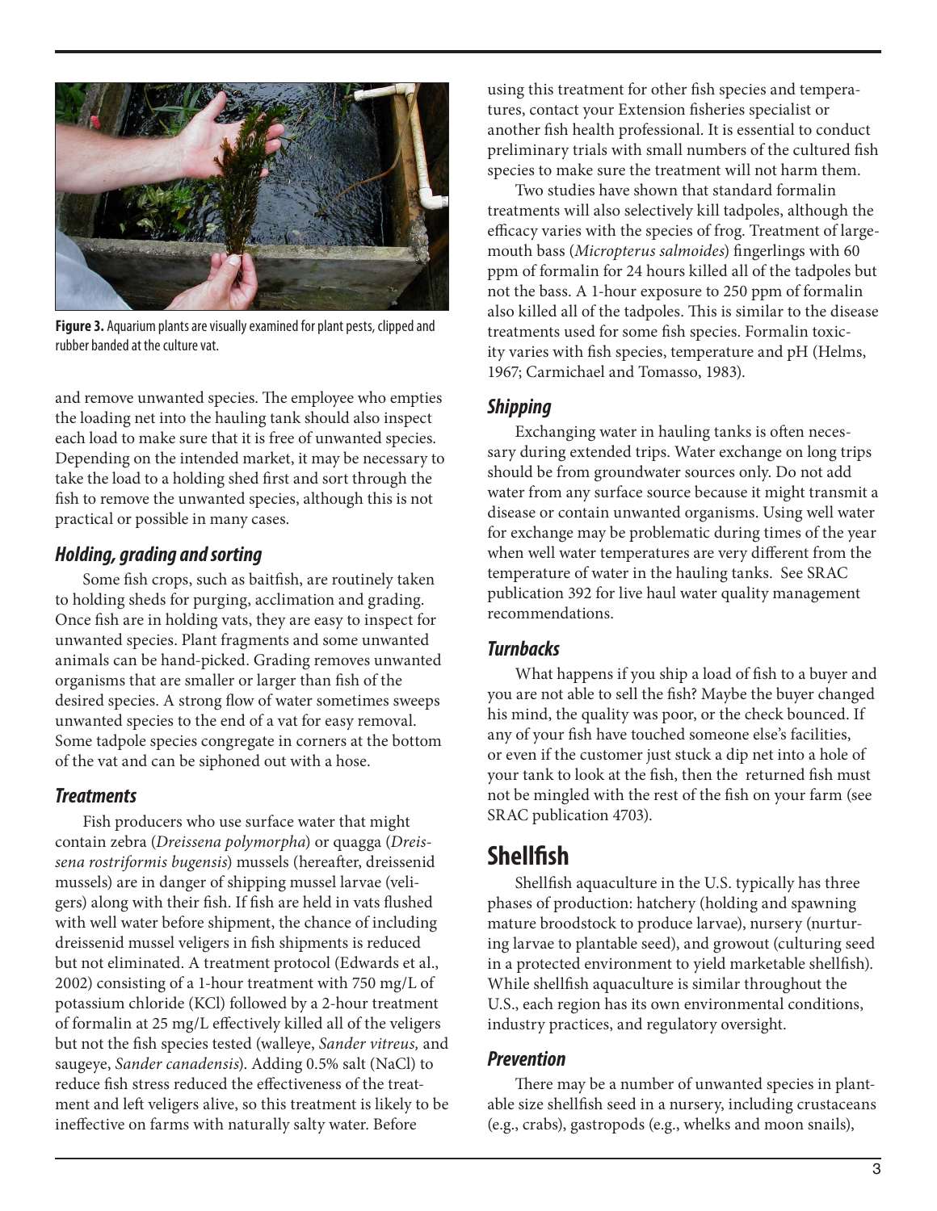**Figure 3.** Aquarium plants are visually examined for plant pests, clipped and rubber banded at the culture vat.

and remove unwanted species. The employee who empties the loading net into the hauling tank should also inspect each load to make sure that it is free of unwanted species. Depending on the intended market, it may be necessary to take the load to a holding shed first and sort through the fish to remove the unwanted species, although this is not practical or possible in many cases.

### *Holding, grading and sorting*

Some fish crops, such as baitfish, are routinely taken to holding sheds for purging, acclimation and grading. Once fish are in holding vats, they are easy to inspect for unwanted species. Plant fragments and some unwanted animals can be hand-picked. Grading removes unwanted organisms that are smaller or larger than fish of the desired species. A strong flow of water sometimes sweeps unwanted species to the end of a vat for easy removal. Some tadpole species congregate in corners at the bottom of the vat and can be siphoned out with a hose.

### *Treatments*

Fish producers who use surface water that might contain zebra (*Dreissena polymorpha*) or quagga (*Dreissena rostriformis bugensis*) mussels (hereafter, dreissenid mussels) are in danger of shipping mussel larvae (veligers) along with their fish. If fish are held in vats flushed with well water before shipment, the chance of including dreissenid mussel veligers in fish shipments is reduced but not eliminated. A treatment protocol (Edwards et al., 2002) consisting of a 1-hour treatment with 750 mg/L of potassium chloride (KCl) followed by a 2-hour treatment of formalin at 25 mg/L effectively killed all of the veligers but not the fish species tested (walleye, *Sander vitreus,* and saugeye, *Sander canadensis*). Adding 0.5% salt (NaCl) to reduce fish stress reduced the effectiveness of the treatment and left veligers alive, so this treatment is likely to be ineffective on farms with naturally salty water. Before using this treatment for other fish species and temperatures, contact your Extension fisheries specialist or another fish health professional. It is essential to conduct preliminary trials with small numbers of the cultured fish species to make sure the treatment will not harm them.

Two studies have shown that standard formalin treatments will also selectively kill tadpoles, although the efficacy varies with the species of frog. Treatment of largemouth bass (*Micropterus salmoides*) fingerlings with 60 ppm of formalin for 24 hours killed all of the tadpoles but not the bass. A 1-hour exposure to 250 ppm of formalin also killed all of the tadpoles. This is similar to the disease treatments used for some fish species. Formalin toxicity varies with fish species, temperature and pH (Helms, 1967; Carmichael and Tomasso, 1983).

### *Shipping*

Exchanging water in hauling tanks is often necessary during extended trips. Water exchange on long trips should be from groundwater sources only. Do not add water from any surface source because it might transmit a disease or contain unwanted organisms. Using well water for exchange may be problematic during times of the year when well water temperatures are very different from the temperature of water in the hauling tanks. See SRAC publication 392 for live haul water quality management recommendations.

### *Turnbacks*

What happens if you ship a load of fish to a buyer and you are not able to sell the fish? Maybe the buyer changed his mind, the quality was poor, or the check bounced. If any of your fish have touched someone else's facilities, or even if the customer just stuck a dip net into a hole of your tank to look at the fish, then the returned fish must not be mingled with the rest of the fish on your farm (see SRAC publication 4703).

## Shellfish

Shellfish aquaculture in the U.S. typically has three phases of production: hatchery (holding and spawning mature broodstock to produce larvae), nursery (nurturing larvae to plantable seed), and growout (culturing seed in a protected environment to yield marketable shellfish). While shellfish aquaculture is similar throughout the U.S., each region has its own environmental conditions, industry practices, and regulatory oversight.

### *Prevention*

There may be a number of unwanted species in plantable size shellfish seed in a nursery, including crustaceans (e.g., crabs), gastropods (e.g., whelks and moon snails),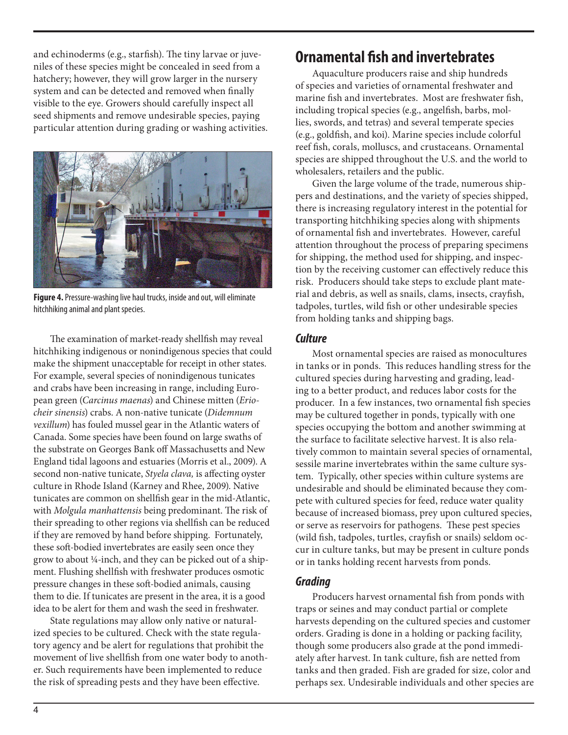and echinoderms (e.g., starfish). The tiny larvae or juveniles of these species might be concealed in seed from a hatchery; however, they will grow larger in the nursery system and can be detected and removed when finally visible to the eye. Growers should carefully inspect all seed shipments and remove undesirable species, paying particular attention during grading or washing activities.

**Figure 4.** Pressure-washing live haul trucks, inside and out, will eliminate hitchhiking animal and plant species.

The examination of market-ready shellfish may reveal hitchhiking indigenous or nonindigenous species that could make the shipment unacceptable for receipt in other states. For example, several species of nonindigenous tunicates and crabs have been increasing in range, including European green (*Carcinus maenas*) and Chinese mitten (*Eriocheir sinensis*) crabs. A non-native tunicate (*Didemnum vexillum*) has fouled mussel gear in the Atlantic waters of Canada. Some species have been found on large swaths of the substrate on Georges Bank off Massachusetts and New England tidal lagoons and estuaries (Morris et al., 2009). A second non-native tunicate, *Styela clava,* is affecting oyster culture in Rhode Island (Karney and Rhee, 2009). Native tunicates are common on shellfish gear in the mid-Atlantic, with *Molgula manhattensis* being predominant. The risk of their spreading to other regions via shellfish can be reduced if they are removed by hand before shipping. Fortunately, these soft-bodied invertebrates are easily seen once they grow to about ¼-inch, and they can be picked out of a shipment. Flushing shellfish with freshwater produces osmotic pressure changes in these soft-bodied animals, causing them to die. If tunicates are present in the area, it is a good idea to be alert for them and wash the seed in freshwater.

State regulations may allow only native or naturalized species to be cultured. Check with the state regulatory agency and be alert for regulations that prohibit the movement of live shellfish from one water body to another. Such requirements have been implemented to reduce the risk of spreading pests and they have been effective.

## Ornamental fish and invertebrates

Aquaculture producers raise and ship hundreds of species and varieties of ornamental freshwater and marine fish and invertebrates. Most are freshwater fish, including tropical species (e.g., angelfish, barbs, mollies, swords, and tetras) and several temperate species (e.g., goldfish, and koi). Marine species include colorful reef fish, corals, molluscs, and crustaceans. Ornamental species are shipped throughout the U.S. and the world to wholesalers, retailers and the public.

Given the large volume of the trade, numerous shippers and destinations, and the variety of species shipped, there is increasing regulatory interest in the potential for transporting hitchhiking species along with shipments of ornamental fish and invertebrates. However, careful attention throughout the process of preparing specimens for shipping, the method used for shipping, and inspection by the receiving customer can effectively reduce this risk. Producers should take steps to exclude plant material and debris, as well as snails, clams, insects, crayfish, tadpoles, turtles, wild fish or other undesirable species from holding tanks and shipping bags.

### *Culture*

Most ornamental species are raised as monocultures in tanks or in ponds. This reduces handling stress for the cultured species during harvesting and grading, leading to a better product, and reduces labor costs for the producer. In a few instances, two ornamental fish species may be cultured together in ponds, typically with one species occupying the bottom and another swimming at the surface to facilitate selective harvest. It is also relatively common to maintain several species of ornamental, sessile marine invertebrates within the same culture system. Typically, other species within culture systems are undesirable and should be eliminated because they compete with cultured species for feed, reduce water quality because of increased biomass, prey upon cultured species, or serve as reservoirs for pathogens. These pest species (wild fish, tadpoles, turtles, crayfish or snails) seldom occur in culture tanks, but may be present in culture ponds or in tanks holding recent harvests from ponds.

### *Grading*

Producers harvest ornamental fish from ponds with traps or seines and may conduct partial or complete harvests depending on the cultured species and customer orders. Grading is done in a holding or packing facility, though some producers also grade at the pond immediately after harvest. In tank culture, fish are netted from tanks and then graded. Fish are graded for size, color and perhaps sex. Undesirable individuals and other species are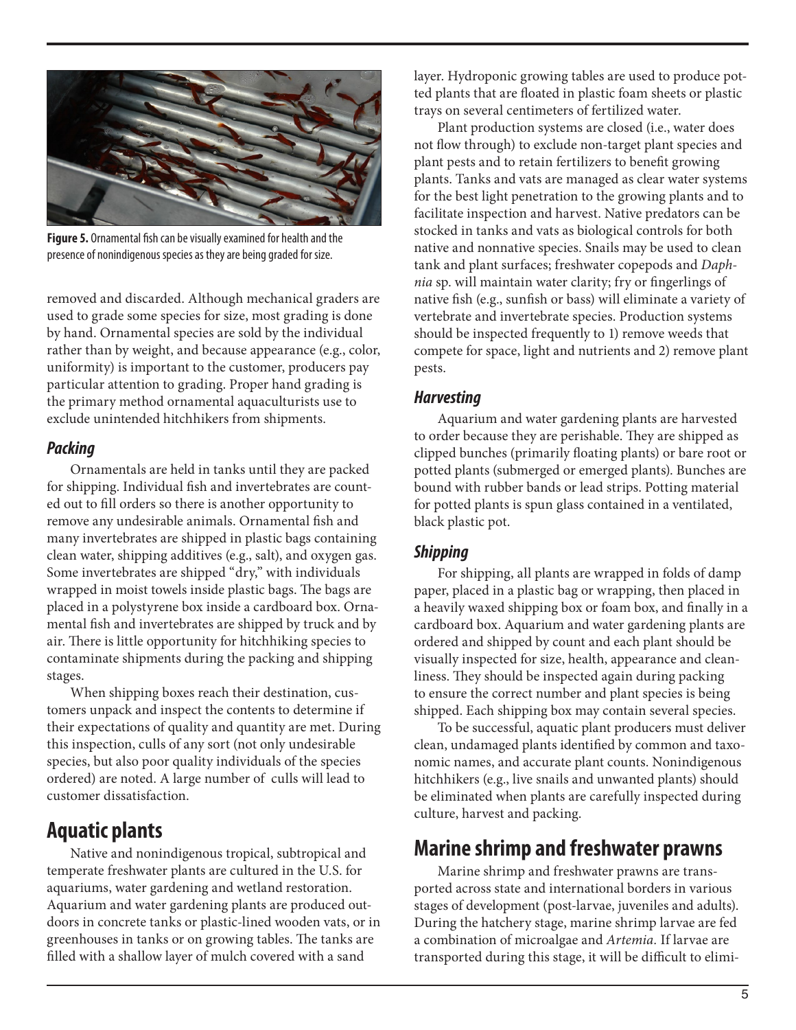**Figure 5.** Ornamental fish can be visually examined for health and the presence of nonindigenous species as they are being graded for size.

removed and discarded. Although mechanical graders are used to grade some species for size, most grading is done by hand. Ornamental species are sold by the individual rather than by weight, and because appearance (e.g., color, uniformity) is important to the customer, producers pay particular attention to grading. Proper hand grading is the primary method ornamental aquaculturists use to exclude unintended hitchhikers from shipments.

### *Packing*

Ornamentals are held in tanks until they are packed for shipping. Individual fish and invertebrates are counted out to fill orders so there is another opportunity to remove any undesirable animals. Ornamental fish and many invertebrates are shipped in plastic bags containing clean water, shipping additives (e.g., salt), and oxygen gas. Some invertebrates are shipped "dry," with individuals wrapped in moist towels inside plastic bags. The bags are placed in a polystyrene box inside a cardboard box. Ornamental fish and invertebrates are shipped by truck and by air. There is little opportunity for hitchhiking species to contaminate shipments during the packing and shipping stages.

When shipping boxes reach their destination, customers unpack and inspect the contents to determine if their expectations of quality and quantity are met. During this inspection, culls of any sort (not only undesirable species, but also poor quality individuals of the species ordered) are noted. A large number of culls will lead to customer dissatisfaction.

## Aquatic plants

Native and nonindigenous tropical, subtropical and temperate freshwater plants are cultured in the U.S. for aquariums, water gardening and wetland restoration. Aquarium and water gardening plants are produced outdoors in concrete tanks or plastic-lined wooden vats, or in greenhouses in tanks or on growing tables. The tanks are filled with a shallow layer of mulch covered with a sand layer. Hydroponic growing tables are used to produce potted plants that are floated in plastic foam sheets or plastic trays on several centimeters of fertilized water.

Plant production systems are closed (i.e., water does not flow through) to exclude non-target plant species and plant pests and to retain fertilizers to benefit growing plants. Tanks and vats are managed as clear water systems for the best light penetration to the growing plants and to facilitate inspection and harvest. Native predators can be stocked in tanks and vats as biological controls for both native and nonnative species. Snails may be used to clean tank and plant surfaces; freshwater copepods and *Daphnia* sp. will maintain water clarity; fry or fingerlings of native fish (e.g., sunfish or bass) will eliminate a variety of vertebrate and invertebrate species. Production systems should be inspected frequently to 1) remove weeds that compete for space, light and nutrients and 2) remove plant pests.

### *Harvesting*

Aquarium and water gardening plants are harvested to order because they are perishable. They are shipped as clipped bunches (primarily floating plants) or bare root or potted plants (submerged or emerged plants). Bunches are bound with rubber bands or lead strips. Potting material for potted plants is spun glass contained in a ventilated, black plastic pot.

### *Shipping*

For shipping, all plants are wrapped in folds of damp paper, placed in a plastic bag or wrapping, then placed in a heavily waxed shipping box or foam box, and finally in a cardboard box. Aquarium and water gardening plants are ordered and shipped by count and each plant should be visually inspected for size, health, appearance and cleanliness. They should be inspected again during packing to ensure the correct number and plant species is being shipped. Each shipping box may contain several species.

To be successful, aquatic plant producers must deliver clean, undamaged plants identified by common and taxonomic names, and accurate plant counts. Nonindigenous hitchhikers (e.g., live snails and unwanted plants) should be eliminated when plants are carefully inspected during culture, harvest and packing.

## Marine shrimp and freshwater prawns

Marine shrimp and freshwater prawns are transported across state and international borders in various stages of development (post-larvae, juveniles and adults). During the hatchery stage, marine shrimp larvae are fed a combination of microalgae and *Artemia*. If larvae are transported during this stage, it will be difficult to elimi-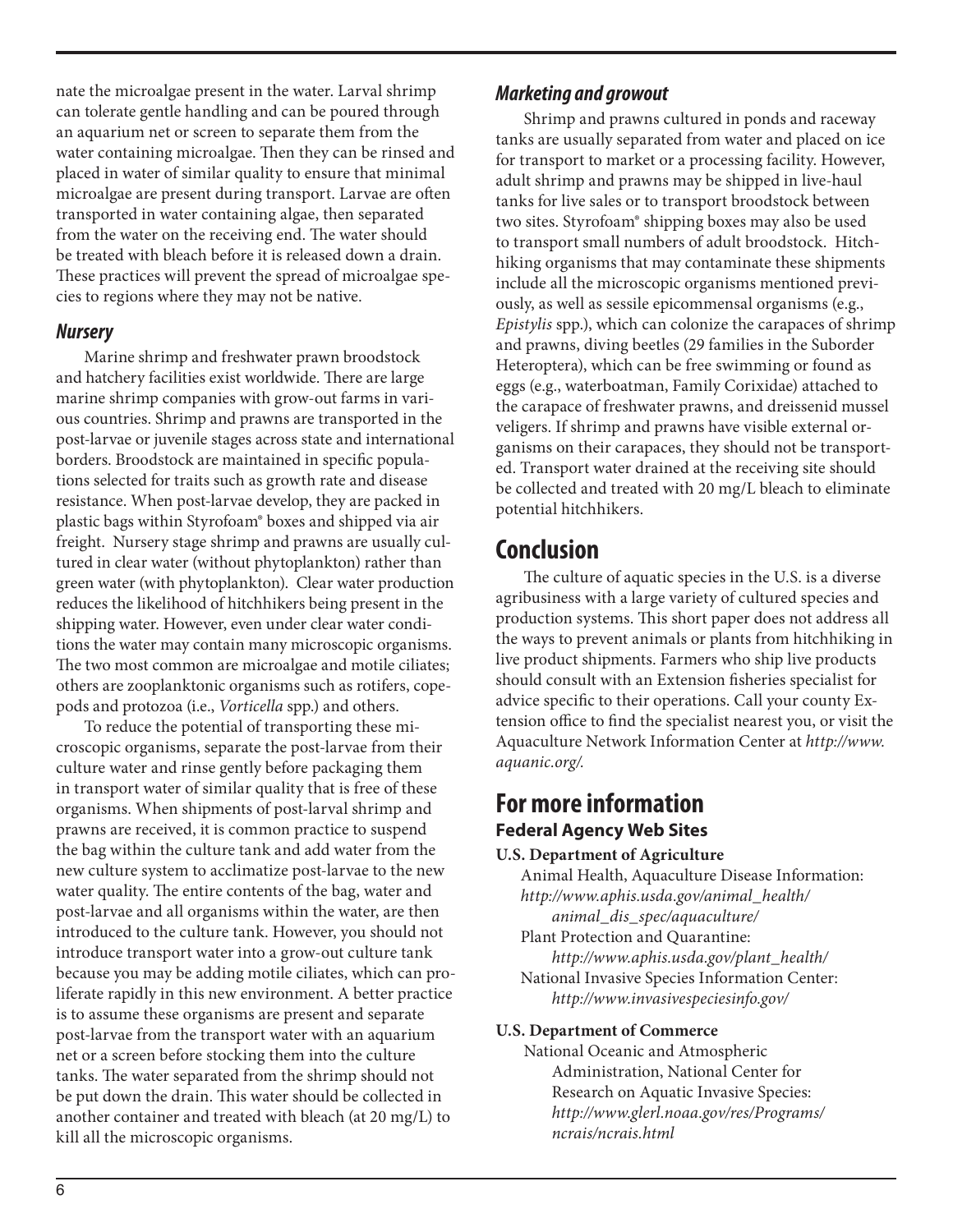nate the microalgae present in the water. Larval shrimp can tolerate gentle handling and can be poured through an aquarium net or screen to separate them from the water containing microalgae. Then they can be rinsed and placed in water of similar quality to ensure that minimal microalgae are present during transport. Larvae are often transported in water containing algae, then separated from the water on the receiving end. The water should be treated with bleach before it is released down a drain. These practices will prevent the spread of microalgae species to regions where they may not be native.

### *Nursery*

Marine shrimp and freshwater prawn broodstock and hatchery facilities exist worldwide. There are large marine shrimp companies with grow-out farms in various countries. Shrimp and prawns are transported in the post-larvae or juvenile stages across state and international borders. Broodstock are maintained in specific populations selected for traits such as growth rate and disease resistance. When post-larvae develop, they are packed in plastic bags within Styrofoam® boxes and shipped via air freight. Nursery stage shrimp and prawns are usually cultured in clear water (without phytoplankton) rather than green water (with phytoplankton). Clear water production reduces the likelihood of hitchhikers being present in the shipping water. However, even under clear water conditions the water may contain many microscopic organisms. The two most common are microalgae and motile ciliates; others are zooplanktonic organisms such as rotifers, copepods and protozoa (i.e., *Vorticella* spp.) and others.

To reduce the potential of transporting these microscopic organisms, separate the post-larvae from their culture water and rinse gently before packaging them in transport water of similar quality that is free of these organisms. When shipments of post-larval shrimp and prawns are received, it is common practice to suspend the bag within the culture tank and add water from the new culture system to acclimatize post-larvae to the new water quality. The entire contents of the bag, water and post-larvae and all organisms within the water, are then introduced to the culture tank. However, you should not introduce transport water into a grow-out culture tank because you may be adding motile ciliates, which can proliferate rapidly in this new environment. A better practice is to assume these organisms are present and separate post-larvae from the transport water with an aquarium net or a screen before stocking them into the culture tanks. The water separated from the shrimp should not be put down the drain. This water should be collected in another container and treated with bleach (at 20 mg/L) to kill all the microscopic organisms.

### *Marketing and growout*

Shrimp and prawns cultured in ponds and raceway tanks are usually separated from water and placed on ice for transport to market or a processing facility. However, adult shrimp and prawns may be shipped in live-haul tanks for live sales or to transport broodstock between two sites. Styrofoam® shipping boxes may also be used to transport small numbers of adult broodstock. Hitchhiking organisms that may contaminate these shipments include all the microscopic organisms mentioned previously, as well as sessile epicommensal organisms (e.g., *Epistylis* spp.), which can colonize the carapaces of shrimp and prawns, diving beetles (29 families in the Suborder Heteroptera), which can be free swimming or found as eggs (e.g., waterboatman, Family Corixidae) attached to the carapace of freshwater prawns, and dreissenid mussel veligers. If shrimp and prawns have visible external organisms on their carapaces, they should not be transported. Transport water drained at the receiving site should be collected and treated with 20 mg/L bleach to eliminate potential hitchhikers.

## Conclusion

The culture of aquatic species in the U.S. is a diverse agribusiness with a large variety of cultured species and production systems. This short paper does not address all the ways to prevent animals or plants from hitchhiking in live product shipments. Farmers who ship live products should consult with an Extension fisheries specialist for advice specific to their operations. Call your county Extension office to find the specialist nearest you, or visit the Aquaculture Network Information Center at *http://www.aquanic.org/*.

## For more information

### Federal Agency Web Sites

**U.S. Department of Agriculture**

Animal Health, Aquaculture Disease Information: *http://www.aphis.usda.gov/animal_health/animal_dis_spec/aquaculture/*

Plant Protection and Quarantine: *http://www.aphis.usda.gov/plant_health/*

National Invasive Species Information Center: *http://www.invasivespeciesinfo.gov/*

**U.S. Department of Commerce**

National Oceanic and Atmospheric Administration, National Center for Research on Aquatic Invasive Species: *http://www.glerl.noaa.gov/res/Programs/ncrais/ncrais.html*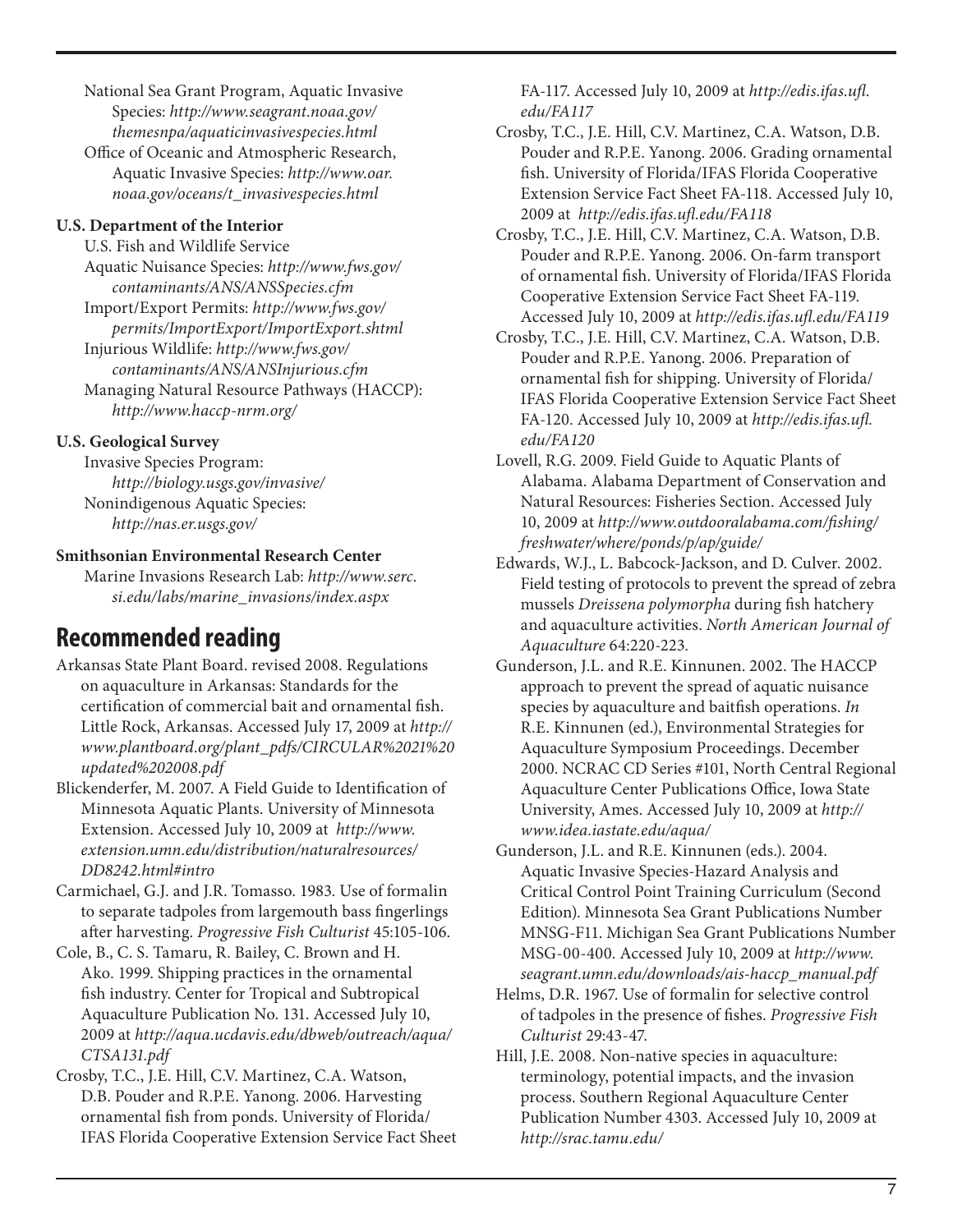National Sea Grant Program, Aquatic Invasive Species: *http://www.seagrant.noaa.gov/themesnpa/aquaticinvasivespecies.html*

Office of Oceanic and Atmospheric Research, Aquatic Invasive Species: *http://www.oar.noaa.gov/oceans/t_invasivespecies.html*

**U.S. Department of the Interior**

U.S. Fish and Wildlife Service

Aquatic Nuisance Species: *http://www.fws.gov/contaminants/ANS/ANSSpecies.cfm*

Import/Export Permits: *http://www.fws.gov/permits/ImportExport/ImportExport.shtml*

Injurious Wildlife: *http://www.fws.gov/contaminants/ANS/ANSInjurious.cfm*

Managing Natural Resource Pathways (HACCP): *http://www.haccp-nrm.org/*

**U.S. Geological Survey**

Invasive Species Program: *http://biology.usgs.gov/invasive/*

Nonindigenous Aquatic Species: *http://nas.er.usgs.gov/*

**Smithsonian Environmental Research Center**

Marine Invasions Research Lab: *http://www.serc.si.edu/labs/marine_invasions/index.aspx*

## Recommended reading

Arkansas State Plant Board. revised 2008. Regulations on aquaculture in Arkansas: Standards for the certification of commercial bait and ornamental fish. Little Rock, Arkansas. Accessed July 17, 2009 at *http://www.plantboard.org/plant_pdfs/CIRCULAR%2021%20updated%202008.pdf*

Blickenderfer, M. 2007. A Field Guide to Identification of Minnesota Aquatic Plants. University of Minnesota Extension. Accessed July 10, 2009 at *http://www.extension.umn.edu/distribution/naturalresources/DD8242.html#intro*

Carmichael, G.J. and J.R. Tomasso. 1983. Use of formalin to separate tadpoles from largemouth bass fingerlings after harvesting. *Progressive Fish Culturist* 45:105-106.

Cole, B., C. S. Tamaru, R. Bailey, C. Brown and H. Ako. 1999. Shipping practices in the ornamental fish industry. Center for Tropical and Subtropical Aquaculture Publication No. 131. Accessed July 10, 2009 at *http://aqua.ucdavis.edu/dbweb/outreach/aqua/CTSA131.pdf*

Crosby, T.C., J.E. Hill, C.V. Martinez, C.A. Watson, D.B. Pouder and R.P.E. Yanong. 2006. Harvesting ornamental fish from ponds. University of Florida/IFAS Florida Cooperative Extension Service Fact Sheet FA-117. Accessed July 10, 2009 at *http://edis.ifas.ufl.edu/FA117*

Crosby, T.C., J.E. Hill, C.V. Martinez, C.A. Watson, D.B. Pouder and R.P.E. Yanong. 2006. Grading ornamental fish. University of Florida/IFAS Florida Cooperative Extension Service Fact Sheet FA-118. Accessed July 10, 2009 at *http://edis.ifas.ufl.edu/FA118*

Crosby, T.C., J.E. Hill, C.V. Martinez, C.A. Watson, D.B. Pouder and R.P.E. Yanong. 2006. On-farm transport of ornamental fish. University of Florida/IFAS Florida Cooperative Extension Service Fact Sheet FA-119. Accessed July 10, 2009 at *http://edis.ifas.ufl.edu/FA119*

Crosby, T.C., J.E. Hill, C.V. Martinez, C.A. Watson, D.B. Pouder and R.P.E. Yanong. 2006. Preparation of ornamental fish for shipping. University of Florida/IFAS Florida Cooperative Extension Service Fact Sheet FA-120. Accessed July 10, 2009 at *http://edis.ifas.ufl.edu/FA120*

Lovell, R.G. 2009. Field Guide to Aquatic Plants of Alabama. Alabama Department of Conservation and Natural Resources: Fisheries Section. Accessed July 10, 2009 at *http://www.outdooralabama.com/fishing/freshwater/where/ponds/p/ap/guide/*

Edwards, W.J., L. Babcock-Jackson, and D. Culver. 2002. Field testing of protocols to prevent the spread of zebra mussels *Dreissena polymorpha* during fish hatchery and aquaculture activities. *North American Journal of Aquaculture* 64:220-223.

Gunderson, J.L. and R.E. Kinnunen. 2002. The HACCP approach to prevent the spread of aquatic nuisance species by aquaculture and baitfish operations. *In* R.E. Kinnunen (ed.), Environmental Strategies for Aquaculture Symposium Proceedings. December 2000. NCRAC CD Series #101, North Central Regional Aquaculture Center Publications Office, Iowa State University, Ames. Accessed July 10, 2009 at *http://www.idea.iastate.edu/aqua/*

Gunderson, J.L. and R.E. Kinnunen (eds.). 2004. Aquatic Invasive Species-Hazard Analysis and Critical Control Point Training Curriculum (Second Edition). Minnesota Sea Grant Publications Number MNSG-F11. Michigan Sea Grant Publications Number MSG-00-400. Accessed July 10, 2009 at *http://www.seagrant.umn.edu/downloads/ais-haccp_manual.pdf*

Helms, D.R. 1967. Use of formalin for selective control of tadpoles in the presence of fishes. *Progressive Fish Culturist* 29:43-47.

Hill, J.E. 2008. Non-native species in aquaculture: terminology, potential impacts, and the invasion process. Southern Regional Aquaculture Center Publication Number 4303. Accessed July 10, 2009 at *http://srac.tamu.edu/*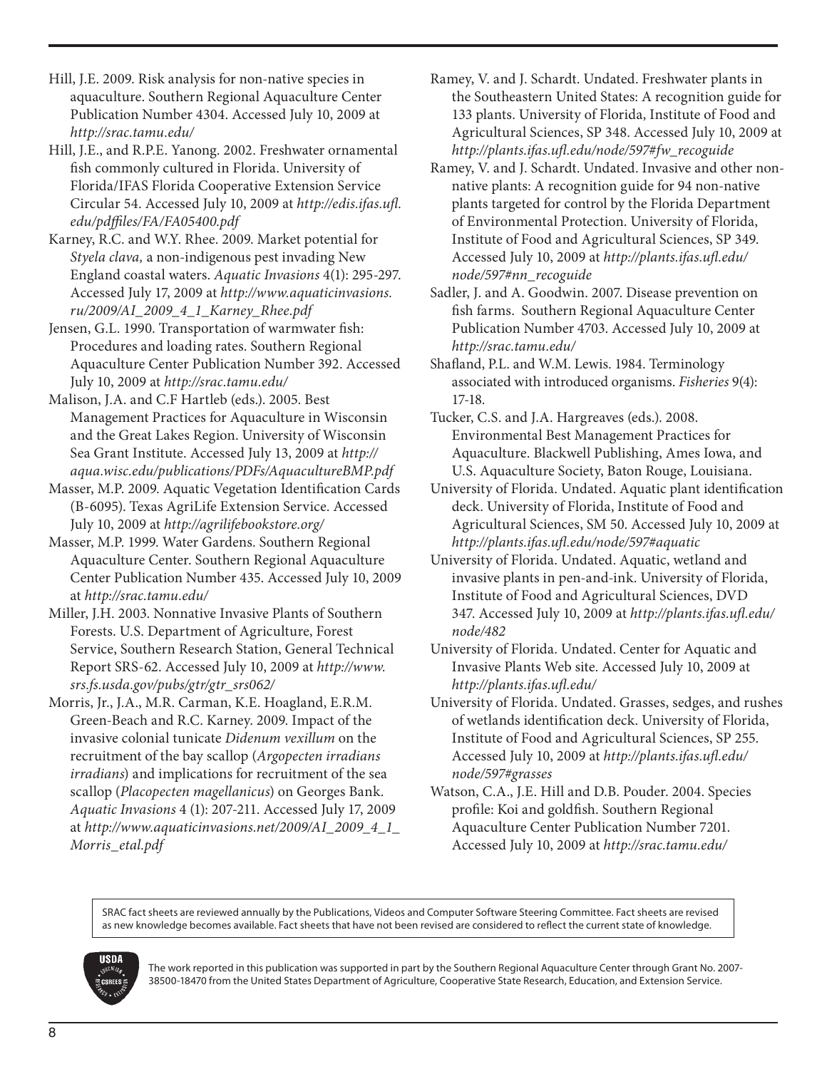Hill, J.E. 2009. Risk analysis for non-native species in aquaculture. Southern Regional Aquaculture Center Publication Number 4304. Accessed July 10, 2009 at *http://srac.tamu.edu/*

Hill, J.E., and R.P.E. Yanong. 2002. Freshwater ornamental fish commonly cultured in Florida. University of Florida/IFAS Florida Cooperative Extension Service Circular 54. Accessed July 10, 2009 at *http://edis.ifas.ufl.edu/pdffiles/FA/FA05400.pdf*

Karney, R.C. and W.Y. Rhee. 2009. Market potential for *Styela clava,* a non-indigenous pest invading New England coastal waters. *Aquatic Invasions* 4(1): 295-297. Accessed July 17, 2009 at *http://www.aquaticinvasions.ru/2009/AI_2009_4_1_Karney_Rhee.pdf*

Jensen, G.L. 1990. Transportation of warmwater fish: Procedures and loading rates. Southern Regional Aquaculture Center Publication Number 392. Accessed July 10, 2009 at *http://srac.tamu.edu/*

Malison, J.A. and C.F Hartleb (eds.). 2005. Best Management Practices for Aquaculture in Wisconsin and the Great Lakes Region. University of Wisconsin Sea Grant Institute. Accessed July 13, 2009 at *http://aqua.wisc.edu/publications/PDFs/AquacultureBMP.pdf*

Masser, M.P. 2009. Aquatic Vegetation Identification Cards (B-6095). Texas AgriLife Extension Service. Accessed July 10, 2009 at *http://agrilifebookstore.org/*

Masser, M.P. 1999. Water Gardens. Southern Regional Aquaculture Center. Southern Regional Aquaculture Center Publication Number 435. Accessed July 10, 2009 at *http://srac.tamu.edu/*

Miller, J.H. 2003. Nonnative Invasive Plants of Southern Forests. U.S. Department of Agriculture, Forest Service, Southern Research Station, General Technical Report SRS-62. Accessed July 10, 2009 at *http://www.srs.fs.usda.gov/pubs/gtr/gtr_srs062/*

Morris, Jr., J.A., M.R. Carman, K.E. Hoagland, E.R.M. Green-Beach and R.C. Karney. 2009. Impact of the invasive colonial tunicate *Didenum vexillum* on the recruitment of the bay scallop (*Argopecten irradians irradians*) and implications for recruitment of the sea scallop (*Placopecten magellanicus*) on Georges Bank. *Aquatic Invasions* 4 (1): 207-211. Accessed July 17, 2009 at *http://www.aquaticinvasions.net/2009/AI_2009_4_1_Morris_etal.pdf*

Ramey, V. and J. Schardt. Undated. Freshwater plants in the Southeastern United States: A recognition guide for 133 plants. University of Florida, Institute of Food and Agricultural Sciences, SP 348. Accessed July 10, 2009 at *http://plants.ifas.ufl.edu/node/597#fw_recoguide*

Ramey, V. and J. Schardt. Undated. Invasive and other non-native plants: A recognition guide for 94 non-native plants targeted for control by the Florida Department of Environmental Protection. University of Florida, Institute of Food and Agricultural Sciences, SP 349. Accessed July 10, 2009 at *http://plants.ifas.ufl.edu/node/597#nn_recoguide*

Sadler, J. and A. Goodwin. 2007. Disease prevention on fish farms. Southern Regional Aquaculture Center Publication Number 4703. Accessed July 10, 2009 at *http://srac.tamu.edu/*

Shafland, P.L. and W.M. Lewis. 1984. Terminology associated with introduced organisms. *Fisheries* 9(4): 17-18.

Tucker, C.S. and J.A. Hargreaves (eds.). 2008. Environmental Best Management Practices for Aquaculture. Blackwell Publishing, Ames Iowa, and U.S. Aquaculture Society, Baton Rouge, Louisiana.

University of Florida. Undated. Aquatic plant identification deck. University of Florida, Institute of Food and Agricultural Sciences, SM 50. Accessed July 10, 2009 at *http://plants.ifas.ufl.edu/node/597#aquatic*

University of Florida. Undated. Aquatic, wetland and invasive plants in pen-and-ink. University of Florida, Institute of Food and Agricultural Sciences, DVD 347. Accessed July 10, 2009 at *http://plants.ifas.ufl.edu/node/482*

University of Florida. Undated. Center for Aquatic and Invasive Plants Web site. Accessed July 10, 2009 at *http://plants.ifas.ufl.edu/*

University of Florida. Undated. Grasses, sedges, and rushes of wetlands identification deck. University of Florida, Institute of Food and Agricultural Sciences, SP 255. Accessed July 10, 2009 at *http://plants.ifas.ufl.edu/node/597#grasses*

Watson, C.A., J.E. Hill and D.B. Pouder. 2004. Species profile: Koi and goldfish. Southern Regional Aquaculture Center Publication Number 7201. Accessed July 10, 2009 at *http://srac.tamu.edu/*

SRAC fact sheets are reviewed annually by the Publications, Videos and Computer Software Steering Committee. Fact sheets are revised as new knowledge becomes available. Fact sheets that have not been revised are considered to reflect the current state of knowledge.

The work reported in this publication was supported in part by the Southern Regional Aquaculture Center through Grant No. 2007-38500-18470 from the United States Department of Agriculture, Cooperative State Research, Education, and Extension Service.